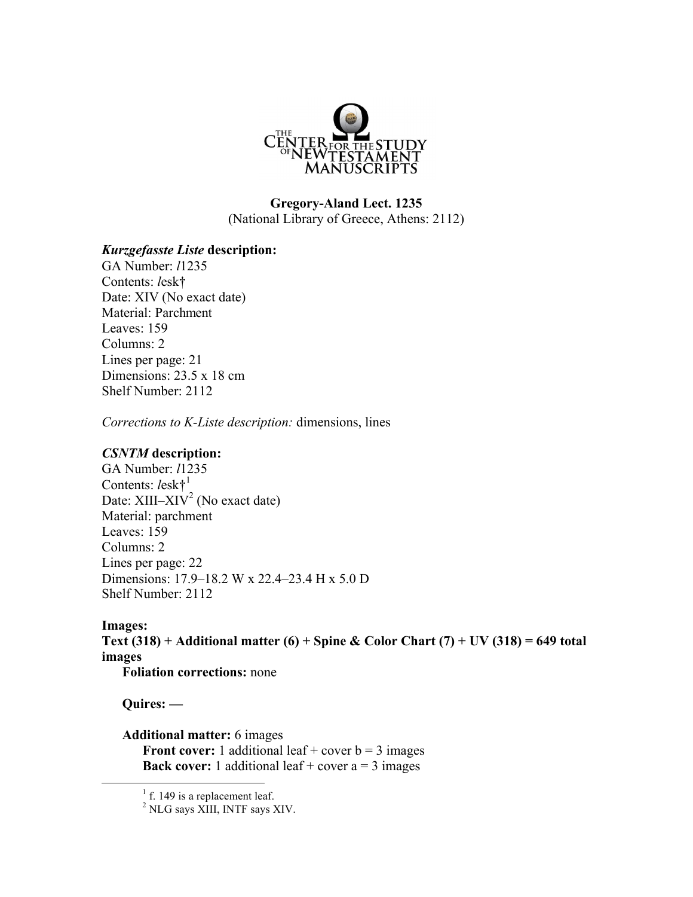THE CENTER FOR THE STUDY OF NEW TESTAMENT MANUSCRIPTS

**Gregory-Aland Lect. 1235**
(National Library of Greece, Athens: 2112)

***Kurzgefasste Liste* description:**
GA Number: *l*1235
Contents: *l*esk†
Date: XIV (No exact date)
Material: Parchment
Leaves: 159
Columns: 2
Lines per page: 21
Dimensions: 23.5 x 18 cm
Shelf Number: 2112

*Corrections to K-Liste description:* dimensions, lines

***CSNTM* description:**
GA Number: *l*1235
Contents: *l*esk†[1]
Date: XIII–XIV[2] (No exact date)
Material: parchment
Leaves: 159
Columns: 2
Lines per page: 22
Dimensions: 17.9–18.2 W x 22.4–23.4 H x 5.0 D
Shelf Number: 2112

**Images:**
**Text (318) + Additional matter (6) + Spine & Color Chart (7) + UV (318) = 649 total images**

**Foliation corrections:** none

**Quires: —**

**Additional matter:** 6 images
- **Front cover:** 1 additional leaf + cover b = 3 images
- **Back cover:** 1 additional leaf + cover a = 3 images

---

[1] f. 149 is a replacement leaf.
[2] NLG says XIII, INTF says XIV.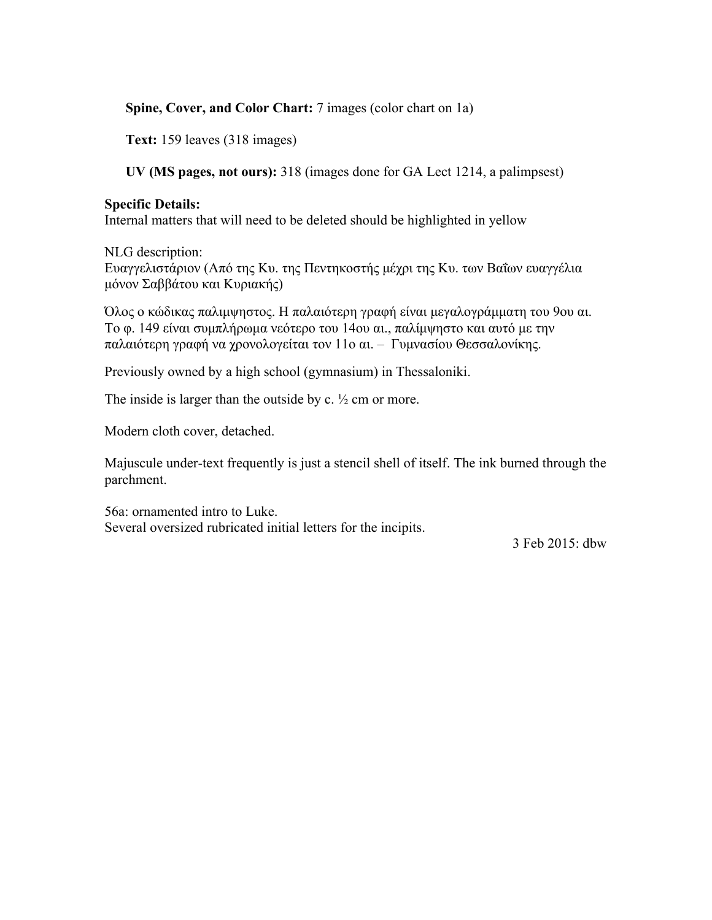**Spine, Cover, and Color Chart:** 7 images (color chart on 1a)

**Text:** 159 leaves (318 images)

**UV (MS pages, not ours):** 318 (images done for GA Lect 1214, a palimpsest)

**Specific Details:**
Internal matters that will need to be deleted should be highlighted in yellow

NLG description:
Ευαγγελιστάριον (Από της Κυ. της Πεντηκοστής μέχρι της Κυ. των Βαΐων ευαγγέλια μόνον Σαββάτου και Κυριακής)

Όλος ο κώδικας παλιμψηστος. Η παλαιότερη γραφή είναι μεγαλογράμματη του 9ου αι. Το φ. 149 είναι συμπλήρωμα νεότερο του 14ου αι., παλίμψηστο και αυτό με την παλαιότερη γραφή να χρονολογείται τον 11ο αι. – Γυμνασίου Θεσσαλονίκης.

Previously owned by a high school (gymnasium) in Thessaloniki.

The inside is larger than the outside by c. ½ cm or more.

Modern cloth cover, detached.

Majuscule under-text frequently is just a stencil shell of itself. The ink burned through the parchment.

56a: ornamented intro to Luke.
Several oversized rubricated initial letters for the incipits.

3 Feb 2015: dbw